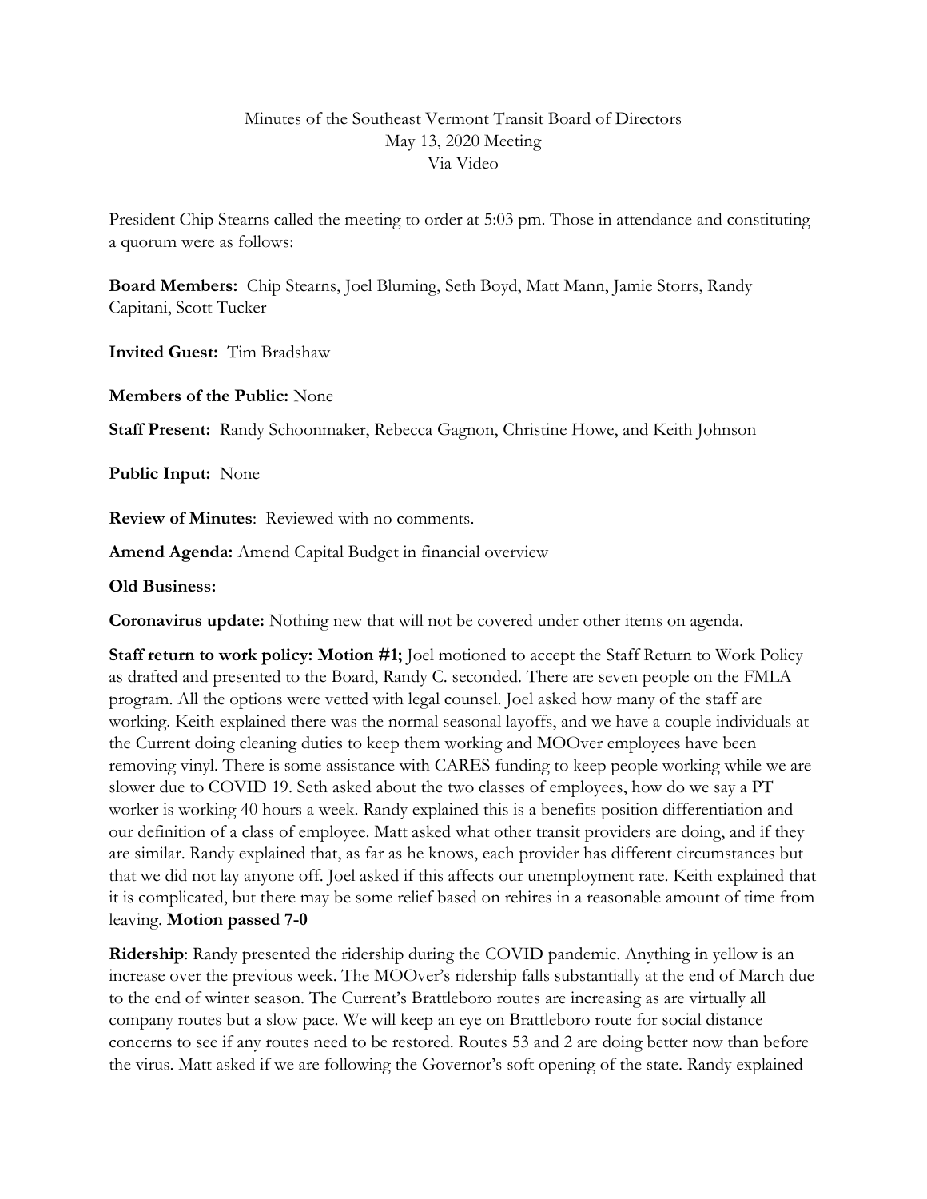Minutes of the Southeast Vermont Transit Board of Directors
May 13, 2020 Meeting
Via Video

President Chip Stearns called the meeting to order at 5:03 pm. Those in attendance and constituting a quorum were as follows:

**Board Members:** Chip Stearns, Joel Bluming, Seth Boyd, Matt Mann, Jamie Storrs, Randy Capitani, Scott Tucker

**Invited Guest:** Tim Bradshaw

**Members of the Public:** None

**Staff Present:** Randy Schoonmaker, Rebecca Gagnon, Christine Howe, and Keith Johnson

**Public Input:** None

**Review of Minutes**: Reviewed with no comments.

**Amend Agenda:** Amend Capital Budget in financial overview

**Old Business:**

**Coronavirus update:** Nothing new that will not be covered under other items on agenda.

**Staff return to work policy: Motion #1;** Joel motioned to accept the Staff Return to Work Policy as drafted and presented to the Board, Randy C. seconded. There are seven people on the FMLA program. All the options were vetted with legal counsel. Joel asked how many of the staff are working. Keith explained there was the normal seasonal layoffs, and we have a couple individuals at the Current doing cleaning duties to keep them working and MOOver employees have been removing vinyl. There is some assistance with CARES funding to keep people working while we are slower due to COVID 19. Seth asked about the two classes of employees, how do we say a PT worker is working 40 hours a week. Randy explained this is a benefits position differentiation and our definition of a class of employee. Matt asked what other transit providers are doing, and if they are similar. Randy explained that, as far as he knows, each provider has different circumstances but that we did not lay anyone off. Joel asked if this affects our unemployment rate. Keith explained that it is complicated, but there may be some relief based on rehires in a reasonable amount of time from leaving. **Motion passed 7-0**

**Ridership**: Randy presented the ridership during the COVID pandemic. Anything in yellow is an increase over the previous week. The MOOver's ridership falls substantially at the end of March due to the end of winter season. The Current's Brattleboro routes are increasing as are virtually all company routes but a slow pace. We will keep an eye on Brattleboro route for social distance concerns to see if any routes need to be restored. Routes 53 and 2 are doing better now than before the virus. Matt asked if we are following the Governor's soft opening of the state. Randy explained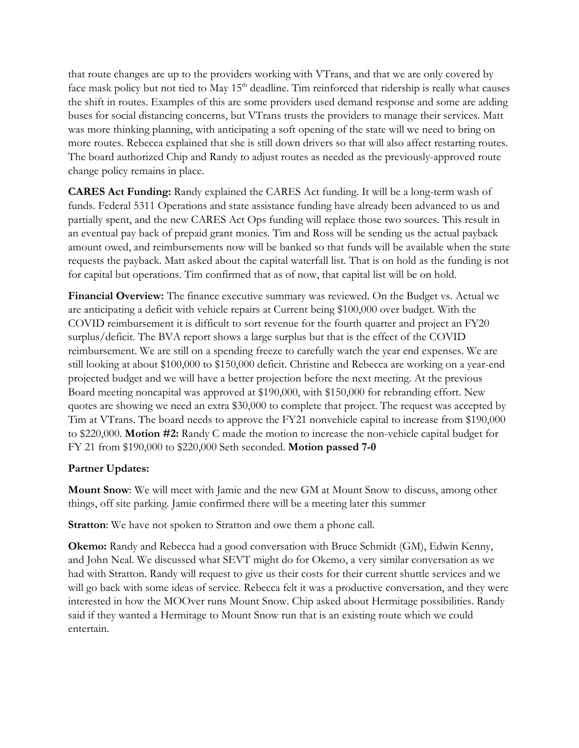that route changes are up to the providers working with VTrans, and that we are only covered by face mask policy but not tied to May 15th deadline. Tim reinforced that ridership is really what causes the shift in routes. Examples of this are some providers used demand response and some are adding buses for social distancing concerns, but VTrans trusts the providers to manage their services. Matt was more thinking planning, with anticipating a soft opening of the state will we need to bring on more routes. Rebecca explained that she is still down drivers so that will also affect restarting routes. The board authorized Chip and Randy to adjust routes as needed as the previously-approved route change policy remains in place.

**CARES Act Funding:** Randy explained the CARES Act funding. It will be a long-term wash of funds. Federal 5311 Operations and state assistance funding have already been advanced to us and partially spent, and the new CARES Act Ops funding will replace those two sources. This result in an eventual pay back of prepaid grant monies. Tim and Ross will be sending us the actual payback amount owed, and reimbursements now will be banked so that funds will be available when the state requests the payback. Matt asked about the capital waterfall list. That is on hold as the funding is not for capital but operations. Tim confirmed that as of now, that capital list will be on hold.

**Financial Overview:** The finance executive summary was reviewed. On the Budget vs. Actual we are anticipating a deficit with vehicle repairs at Current being $100,000 over budget. With the COVID reimbursement it is difficult to sort revenue for the fourth quarter and project an FY20 surplus/deficit. The BVA report shows a large surplus but that is the effect of the COVID reimbursement. We are still on a spending freeze to carefully watch the year end expenses. We are still looking at about $100,000 to $150,000 deficit. Christine and Rebecca are working on a year-end projected budget and we will have a better projection before the next meeting. At the previous Board meeting noncapital was approved at $190,000, with $150,000 for rebranding effort. New quotes are showing we need an extra $30,000 to complete that project. The request was accepted by Tim at VTrans. The board needs to approve the FY21 nonvehicle capital to increase from $190,000 to $220,000. **Motion #2:** Randy C made the motion to increase the non-vehicle capital budget for FY 21 from $190,000 to $220,000 Seth seconded. **Motion passed 7-0**

**Partner Updates:**

**Mount Snow**: We will meet with Jamie and the new GM at Mount Snow to discuss, among other things, off site parking. Jamie confirmed there will be a meeting later this summer

**Stratton**: We have not spoken to Stratton and owe them a phone call.

**Okemo:** Randy and Rebecca had a good conversation with Bruce Schmidt (GM), Edwin Kenny, and John Neal. We discussed what SEVT might do for Okemo, a very similar conversation as we had with Stratton. Randy will request to give us their costs for their current shuttle services and we will go back with some ideas of service. Rebecca felt it was a productive conversation, and they were interested in how the MOOver runs Mount Snow. Chip asked about Hermitage possibilities. Randy said if they wanted a Hermitage to Mount Snow run that is an existing route which we could entertain.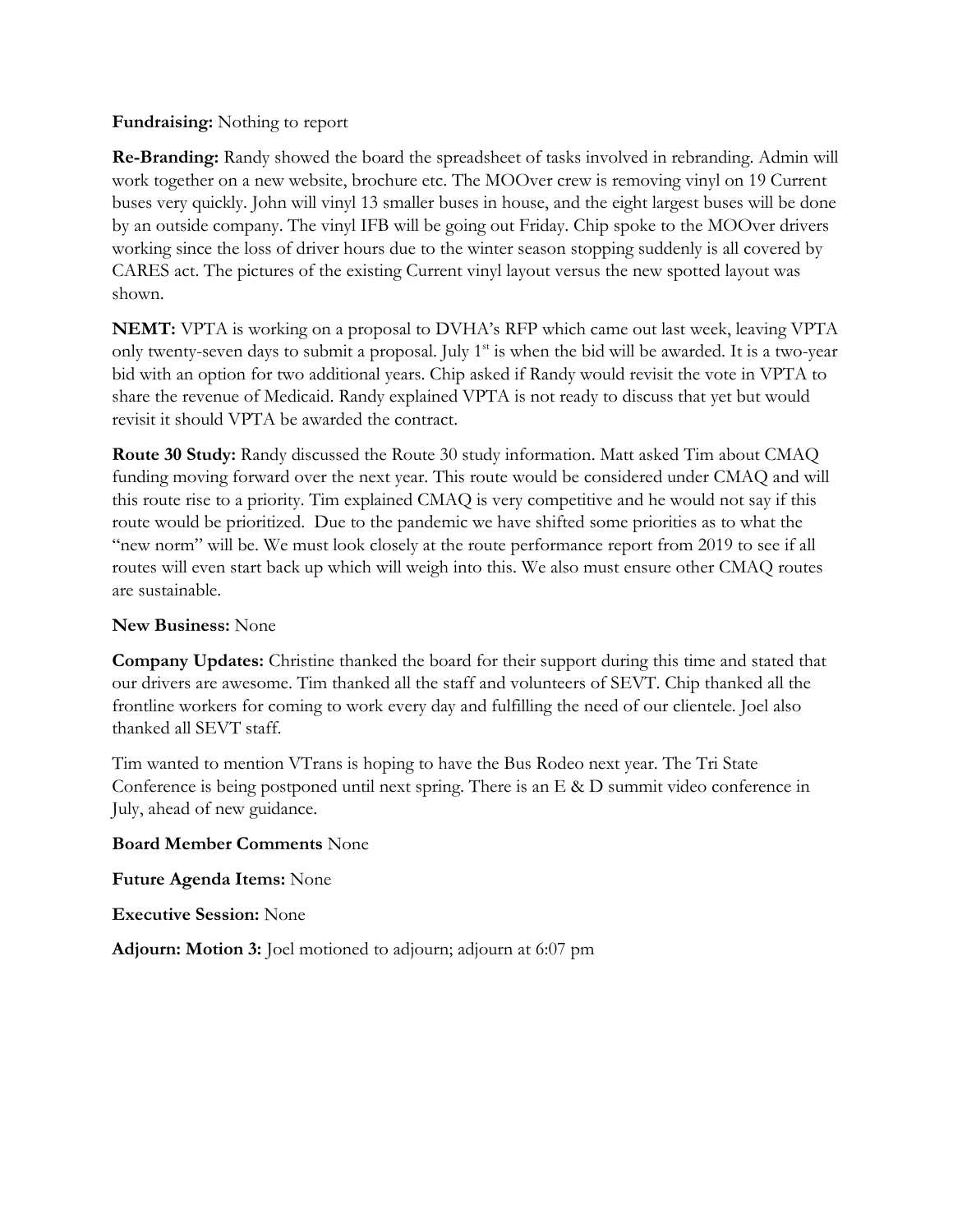**Fundraising:** Nothing to report

**Re-Branding:** Randy showed the board the spreadsheet of tasks involved in rebranding. Admin will work together on a new website, brochure etc. The MOOver crew is removing vinyl on 19 Current buses very quickly. John will vinyl 13 smaller buses in house, and the eight largest buses will be done by an outside company. The vinyl IFB will be going out Friday. Chip spoke to the MOOver drivers working since the loss of driver hours due to the winter season stopping suddenly is all covered by CARES act. The pictures of the existing Current vinyl layout versus the new spotted layout was shown.

**NEMT:** VPTA is working on a proposal to DVHA's RFP which came out last week, leaving VPTA only twenty-seven days to submit a proposal. July 1st is when the bid will be awarded. It is a two-year bid with an option for two additional years. Chip asked if Randy would revisit the vote in VPTA to share the revenue of Medicaid. Randy explained VPTA is not ready to discuss that yet but would revisit it should VPTA be awarded the contract.

**Route 30 Study:** Randy discussed the Route 30 study information. Matt asked Tim about CMAQ funding moving forward over the next year. This route would be considered under CMAQ and will this route rise to a priority. Tim explained CMAQ is very competitive and he would not say if this route would be prioritized. Due to the pandemic we have shifted some priorities as to what the "new norm" will be. We must look closely at the route performance report from 2019 to see if all routes will even start back up which will weigh into this. We also must ensure other CMAQ routes are sustainable.

**New Business:** None

**Company Updates:** Christine thanked the board for their support during this time and stated that our drivers are awesome. Tim thanked all the staff and volunteers of SEVT. Chip thanked all the frontline workers for coming to work every day and fulfilling the need of our clientele. Joel also thanked all SEVT staff.

Tim wanted to mention VTrans is hoping to have the Bus Rodeo next year. The Tri State Conference is being postponed until next spring. There is an E & D summit video conference in July, ahead of new guidance.

**Board Member Comments** None

**Future Agenda Items:** None

**Executive Session:** None

**Adjourn: Motion 3:** Joel motioned to adjourn; adjourn at 6:07 pm